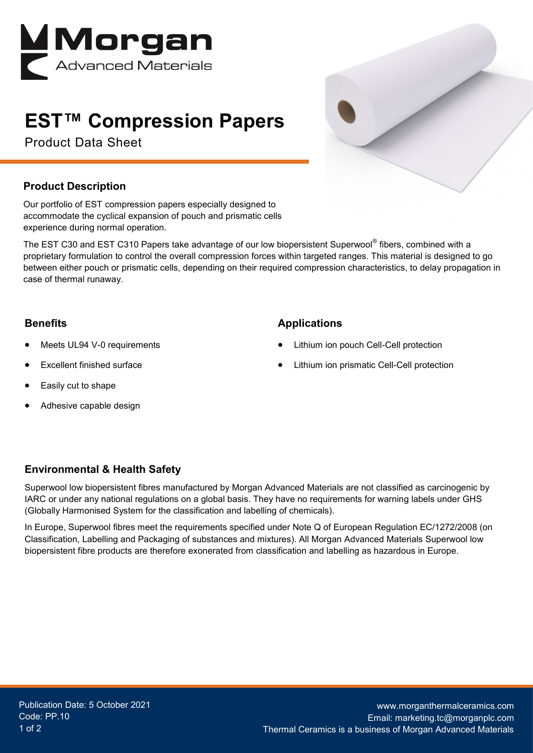# EST™ Compression Papers

Product Data Sheet

## Product Description

Our portfolio of EST compression papers especially designed to accommodate the cyclical expansion of pouch and prismatic cells experience during normal operation.

The EST C30 and EST C310 Papers take advantage of our low biopersistent Superwool® fibers, combined with a proprietary formulation to control the overall compression forces within targeted ranges. This material is designed to go between either pouch or prismatic cells, depending on their required compression characteristics, to delay propagation in case of thermal runaway.

## Benefits

- Meets UL94 V-0 requirements
- Excellent finished surface
- Easily cut to shape
- Adhesive capable design

## Applications

- Lithium ion pouch Cell-Cell protection
- Lithium ion prismatic Cell-Cell protection

## Environmental & Health Safety

Superwool low biopersistent fibres manufactured by Morgan Advanced Materials are not classified as carcinogenic by IARC or under any national regulations on a global basis. They have no requirements for warning labels under GHS (Globally Harmonised System for the classification and labelling of chemicals).

In Europe, Superwool fibres meet the requirements specified under Note Q of European Regulation EC/1272/2008 (on Classification, Labelling and Packaging of substances and mixtures). All Morgan Advanced Materials Superwool low biopersistent fibre products are therefore exonerated from classification and labelling as hazardous in Europe.

Publication Date: 5 October 2021
Code: PP.10

www.morganthermalceramics.com
Email: marketing.tc@morganplc.com
Thermal Ceramics is a business of Morgan Advanced Materials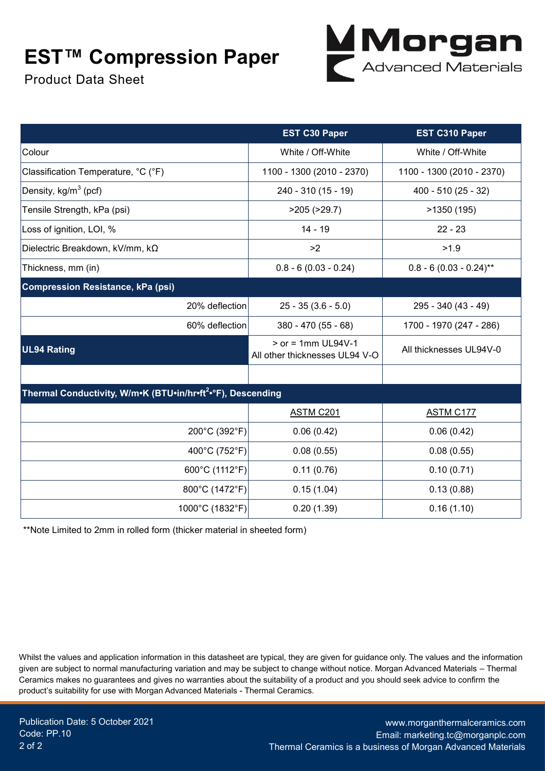# EST™ Compression Paper

Product Data Sheet

| | EST C30 Paper | EST C310 Paper |
|---|---|---|
| Colour | White / Off-White | White / Off-White |
| Classification Temperature, °C (°F) | 1100 - 1300 (2010 - 2370) | 1100 - 1300 (2010 - 2370) |
| Density, $kg/m^3$ (pcf) | 240 - 310 (15 - 19) | 400 - 510 (25 - 32) |
| Tensile Strength, kPa (psi) | >205 (>29.7) | >1350 (195) |
| Loss of ignition, LOI, % | 14 - 19 | 22 - 23 |
| Dielectric Breakdown, kV/mm, kΩ | >2 | >1.9 |
| Thickness, mm (in) | 0.8 - 6 (0.03 - 0.24) | 0.8 - 6 (0.03 - 0.24)** |
| **Compression Resistance, kPa (psi)** | | |
| 20% deflection | 25 - 35 (3.6 - 5.0) | 295 - 340 (43 - 49) |
| 60% deflection | 380 - 470 (55 - 68) | 1700 - 1970 (247 - 286) |
| **UL94 Rating** | > or = 1mm UL94V-1<br>All other thicknesses UL94 V-O | All thicknesses UL94V-0 |
| | | |
| **Thermal Conductivity, W/m•K (BTU•in/hr•$ft^2$•°F), Descending** | | |
| | ASTM C201 | ASTM C177 |
| 200°C (392°F) | 0.06 (0.42) | 0.06 (0.42) |
| 400°C (752°F) | 0.08 (0.55) | 0.08 (0.55) |
| 600°C (1112°F) | 0.11 (0.76) | 0.10 (0.71) |
| 800°C (1472°F) | 0.15 (1.04) | 0.13 (0.88) |
| 1000°C (1832°F) | 0.20 (1.39) | 0.16 (1.10) |

**Note Limited to 2mm in rolled form (thicker material in sheeted form)

Whilst the values and application information in this datasheet are typical, they are given for guidance only. The values and the information given are subject to normal manufacturing variation and may be subject to change without notice. Morgan Advanced Materials – Thermal Ceramics makes no guarantees and gives no warranties about the suitability of a product and you should seek advice to confirm the product's suitability for use with Morgan Advanced Materials - Thermal Ceramics.

Publication Date: 5 October 2021
Code: PP.10

www.morganthermalceramics.com
Email: marketing.tc@morganplc.com
Thermal Ceramics is a business of Morgan Advanced Materials